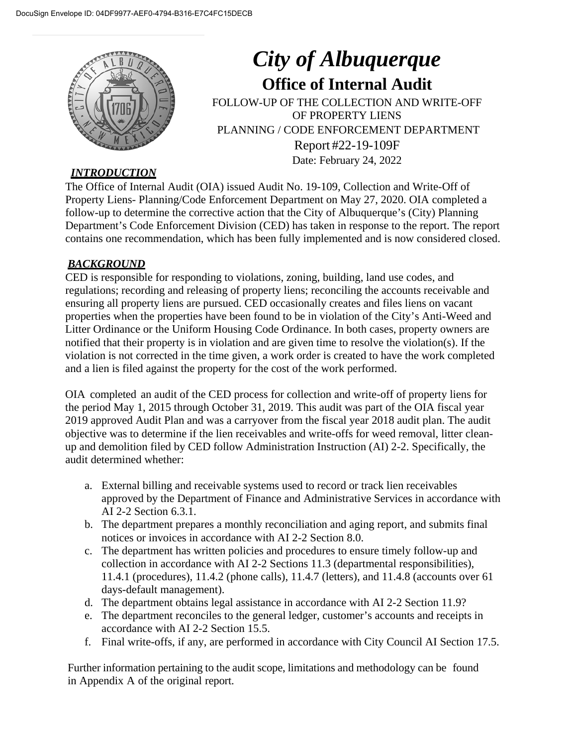# City of Albuquerque

## Office of Internal Audit

FOLLOW-UP OF THE COLLECTION AND WRITE-OFF OF PROPERTY LIENS

PLANNING / CODE ENFORCEMENT DEPARTMENT

Report #22-19-109F

Date: February 24, 2022

### *INTRODUCTION*

The Office of Internal Audit (OIA) issued Audit No. 19-109, Collection and Write-Off of Property Liens- Planning/Code Enforcement Department on May 27, 2020. OIA completed a follow-up to determine the corrective action that the City of Albuquerque's (City) Planning Department's Code Enforcement Division (CED) has taken in response to the report. The report contains one recommendation, which has been fully implemented and is now considered closed.

### *BACKGROUND*

CED is responsible for responding to violations, zoning, building, land use codes, and regulations; recording and releasing of property liens; reconciling the accounts receivable and ensuring all property liens are pursued. CED occasionally creates and files liens on vacant properties when the properties have been found to be in violation of the City's Anti-Weed and Litter Ordinance or the Uniform Housing Code Ordinance. In both cases, property owners are notified that their property is in violation and are given time to resolve the violation(s). If the violation is not corrected in the time given, a work order is created to have the work completed and a lien is filed against the property for the cost of the work performed.

OIA completed an audit of the CED process for collection and write-off of property liens for the period May 1, 2015 through October 31, 2019. This audit was part of the OIA fiscal year 2019 approved Audit Plan and was a carryover from the fiscal year 2018 audit plan. The audit objective was to determine if the lien receivables and write-offs for weed removal, litter clean-up and demolition filed by CED follow Administration Instruction (AI) 2-2. Specifically, the audit determined whether:

a. External billing and receivable systems used to record or track lien receivables approved by the Department of Finance and Administrative Services in accordance with AI 2-2 Section 6.3.1.
b. The department prepares a monthly reconciliation and aging report, and submits final notices or invoices in accordance with AI 2-2 Section 8.0.
c. The department has written policies and procedures to ensure timely follow-up and collection in accordance with AI 2-2 Sections 11.3 (departmental responsibilities), 11.4.1 (procedures), 11.4.2 (phone calls), 11.4.7 (letters), and 11.4.8 (accounts over 61 days-default management).
d. The department obtains legal assistance in accordance with AI 2-2 Section 11.9?
e. The department reconciles to the general ledger, customer's accounts and receipts in accordance with AI 2-2 Section 15.5.
f. Final write-offs, if any, are performed in accordance with City Council AI Section 17.5.

Further information pertaining to the audit scope, limitations and methodology can be found in Appendix A of the original report.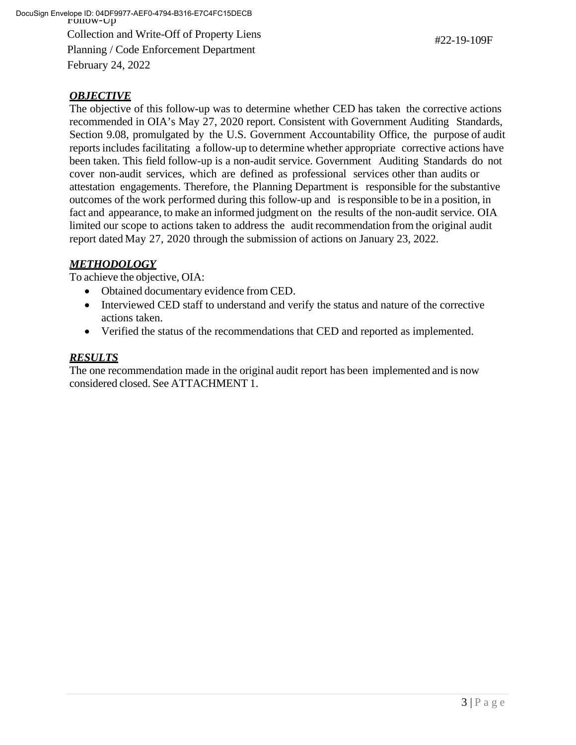Follow-Up
Collection and Write-Off of Property Liens
Planning / Code Enforcement Department
February 24, 2022

#22-19-109F

## ***OBJECTIVE***

The objective of this follow-up was to determine whether CED has taken the corrective actions recommended in OIA's May 27, 2020 report. Consistent with Government Auditing Standards, Section 9.08, promulgated by the U.S. Government Accountability Office, the purpose of audit reports includes facilitating a follow-up to determine whether appropriate corrective actions have been taken. This field follow-up is a non-audit service. Government Auditing Standards do not cover non-audit services, which are defined as professional services other than audits or attestation engagements. Therefore, the Planning Department is responsible for the substantive outcomes of the work performed during this follow-up and is responsible to be in a position, in fact and appearance, to make an informed judgment on the results of the non-audit service. OIA limited our scope to actions taken to address the audit recommendation from the original audit report dated May 27, 2020 through the submission of actions on January 23, 2022.

## ***METHODOLOGY***

To achieve the objective, OIA:

- Obtained documentary evidence from CED.
- Interviewed CED staff to understand and verify the status and nature of the corrective actions taken.
- Verified the status of the recommendations that CED and reported as implemented.

## ***RESULTS***

The one recommendation made in the original audit report has been implemented and is now considered closed. See ATTACHMENT 1.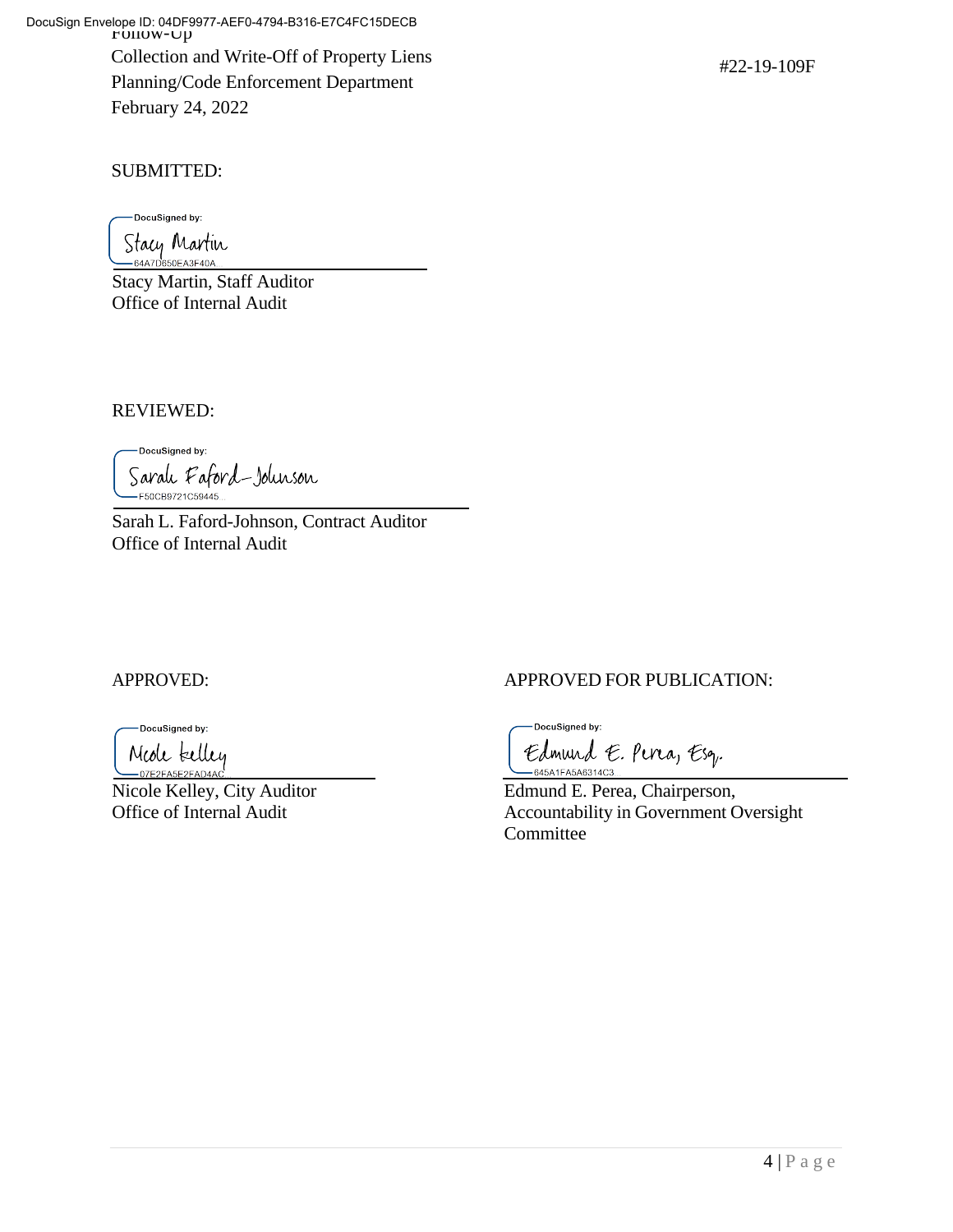Follow-Up
Collection and Write-Off of Property Liens
Planning/Code Enforcement Department
February 24, 2022

#22-19-109F

SUBMITTED:

Stacy Martin

Stacy Martin, Staff Auditor
Office of Internal Audit

REVIEWED:

Sarah Faford-Johnson

Sarah L. Faford-Johnson, Contract Auditor
Office of Internal Audit

APPROVED:

Nicole Kelley

Nicole Kelley, City Auditor
Office of Internal Audit

APPROVED FOR PUBLICATION:

Edmund E. Perea, Esq.

Edmund E. Perea, Chairperson,
Accountability in Government Oversight Committee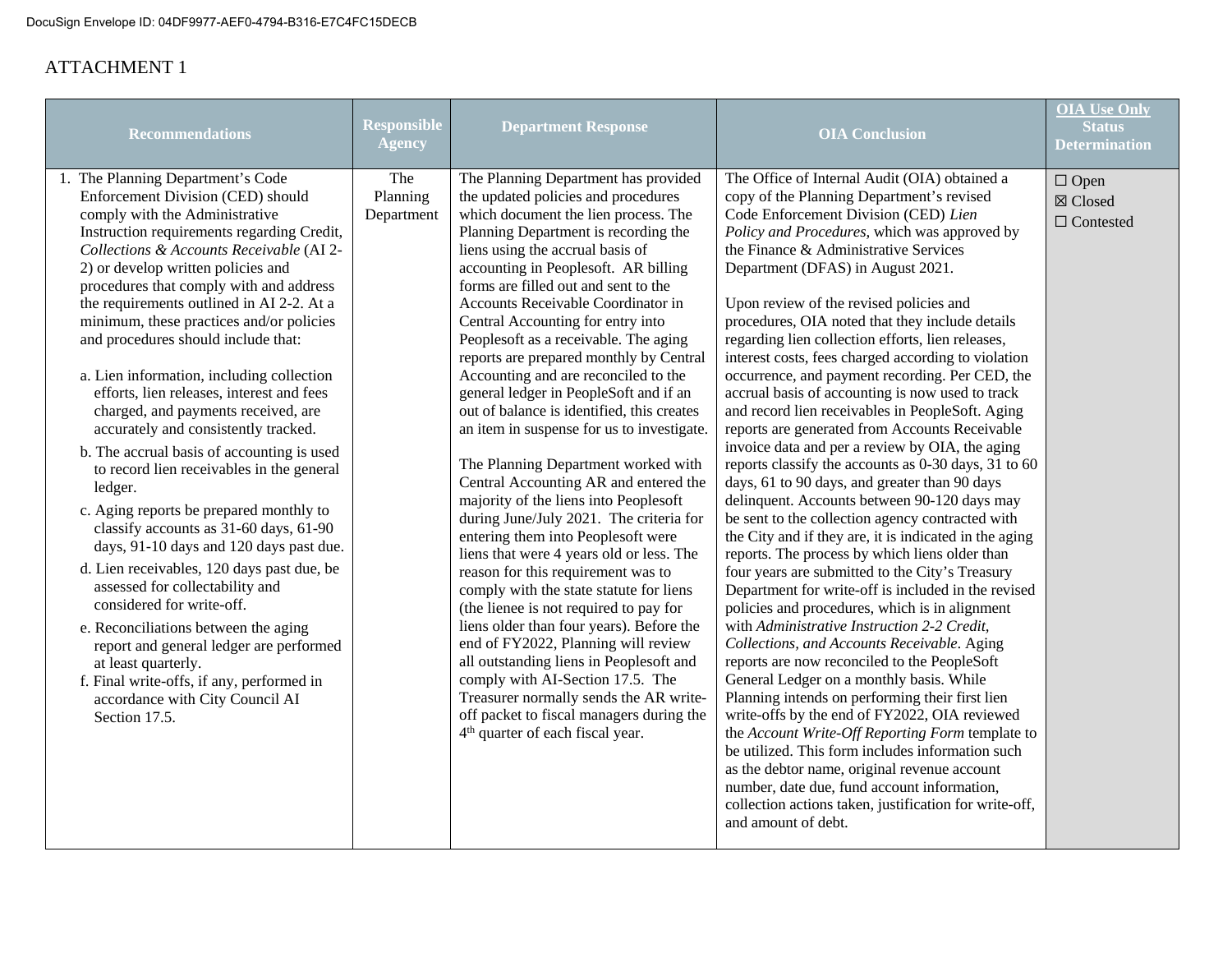ATTACHMENT 1

| Recommendations | Responsible Agency | Department Response | OIA Conclusion | OIA Use Only Status Determination |
|---|---|---|---|---|
| 1. The Planning Department's Code Enforcement Division (CED) should comply with the Administrative Instruction requirements regarding Credit, *Collections & Accounts Receivable* (AI 2-2) or develop written policies and procedures that comply with and address the requirements outlined in AI 2-2. At a minimum, these practices and/or policies and procedures should include that:<br><br>a. Lien information, including collection efforts, lien releases, interest and fees charged, and payments received, are accurately and consistently tracked.<br>b. The accrual basis of accounting is used to record lien receivables in the general ledger.<br>c. Aging reports be prepared monthly to classify accounts as 31-60 days, 61-90 days, 91-10 days and 120 days past due.<br>d. Lien receivables, 120 days past due, be assessed for collectability and considered for write-off.<br>e. Reconciliations between the aging report and general ledger are performed at least quarterly.<br>f. Final write-offs, if any, performed in accordance with City Council AI Section 17.5. | The Planning Department | The Planning Department has provided the updated policies and procedures which document the lien process. The Planning Department is recording the liens using the accrual basis of accounting in Peoplesoft. AR billing forms are filled out and sent to the Accounts Receivable Coordinator in Central Accounting for entry into Peoplesoft as a receivable. The aging reports are prepared monthly by Central Accounting and are reconciled to the general ledger in PeopleSoft and if an out of balance is identified, this creates an item in suspense for us to investigate.<br><br>The Planning Department worked with Central Accounting AR and entered the majority of the liens into Peoplesoft during June/July 2021. The criteria for entering them into Peoplesoft were liens that were 4 years old or less. The reason for this requirement was to comply with the state statute for liens (the lienee is not required to pay for liens older than four years). Before the end of FY2022, Planning will review all outstanding liens in Peoplesoft and comply with AI-Section 17.5. The Treasurer normally sends the AR write-off packet to fiscal managers during the 4th quarter of each fiscal year. | The Office of Internal Audit (OIA) obtained a copy of the Planning Department's revised Code Enforcement Division (CED) *Lien Policy and Procedures,* which was approved by the Finance & Administrative Services Department (DFAS) in August 2021.<br><br>Upon review of the revised policies and procedures, OIA noted that they include details regarding lien collection efforts, lien releases, interest costs, fees charged according to violation occurrence, and payment recording. Per CED, the accrual basis of accounting is now used to track and record lien receivables in PeopleSoft. Aging reports are generated from Accounts Receivable invoice data and per a review by OIA, the aging reports classify the accounts as 0-30 days, 31 to 60 days, 61 to 90 days, and greater than 90 days delinquent. Accounts between 90-120 days may be sent to the collection agency contracted with the City and if they are, it is indicated in the aging reports. The process by which liens older than four years are submitted to the City's Treasury Department for write-off is included in the revised policies and procedures, which is in alignment with *Administrative Instruction 2-2 Credit, Collections, and Accounts Receivable.* Aging reports are now reconciled to the PeopleSoft General Ledger on a monthly basis. While Planning intends on performing their first lien write-offs by the end of FY2022, OIA reviewed the *Account Write-Off Reporting Form* template to be utilized. This form includes information such as the debtor name, original revenue account number, date due, fund account information, collection actions taken, justification for write-off, and amount of debt. | ☐ Open<br>☒ Closed<br>☐ Contested |